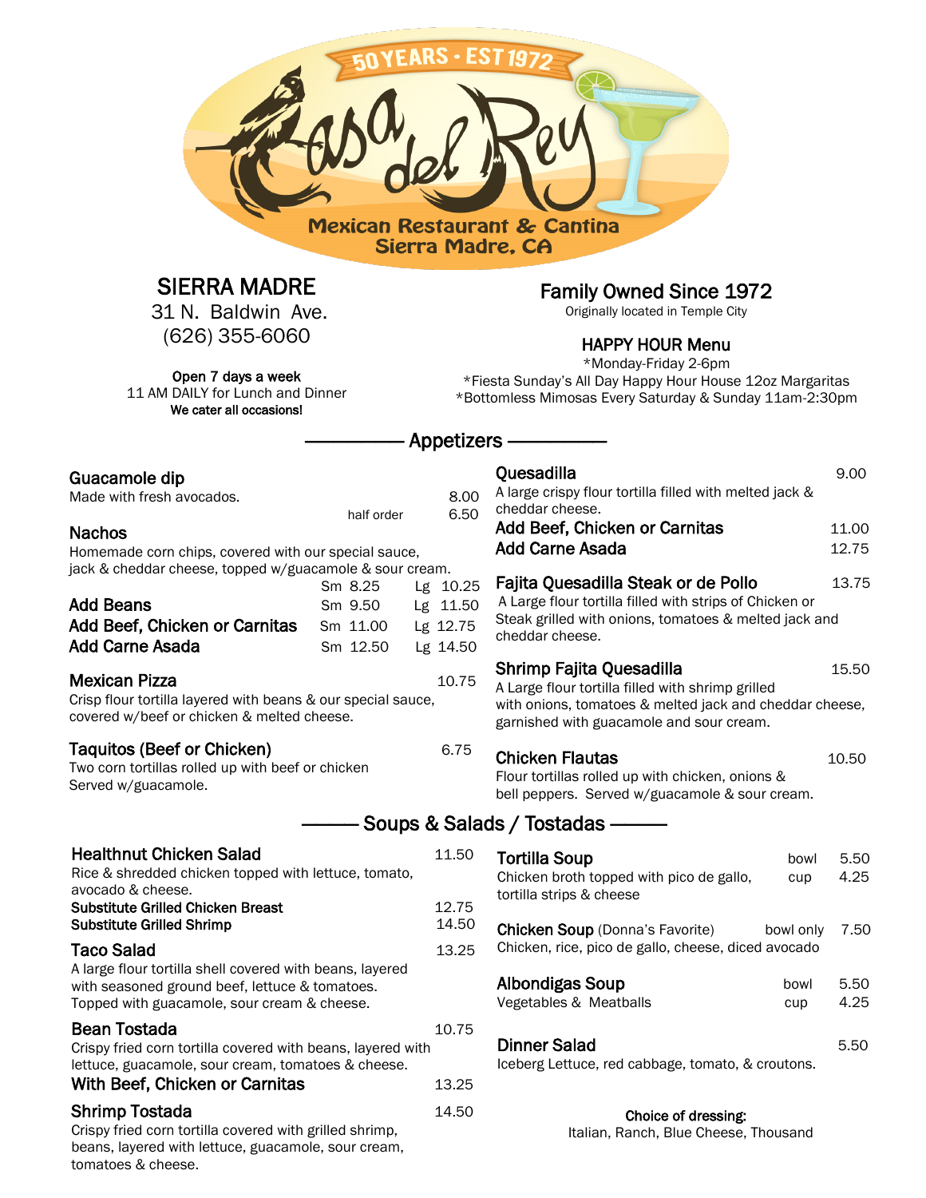50 YEARS · EST 1972

# Casa del Rey

Mexican Restaurant & Cantina
Sierra Madre, CA

## SIERRA MADRE

31 N. Baldwin Ave.
(626) 355-6060

**Open 7 days a week**
11 AM DAILY for Lunch and Dinner
**We cater all occasions!**

## Family Owned Since 1972

Originally located in Temple City

### HAPPY HOUR Menu

*Monday-Friday 2-6pm
*Fiesta Sunday's All Day Happy Hour House 12oz Margaritas
*Bottomless Mimosas Every Saturday & Sunday 11am-2:30pm

## Appetizers

**Guacamole dip** — 8.00
Made with fresh avocados.
half order — 6.50

**Nachos**
Homemade corn chips, covered with our special sauce, jack & cheddar cheese, topped w/guacamole & sour cream.

| | Sm | Lg |
|---|---|---|
| Nachos | 8.25 | 10.25 |
| Add Beans | 9.50 | 11.50 |
| Add Beef, Chicken or Carnitas | 11.00 | 12.75 |
| Add Carne Asada | 12.50 | 14.50 |

**Mexican Pizza** — 10.75
Crisp flour tortilla layered with beans & our special sauce, covered w/beef or chicken & melted cheese.

**Taquitos (Beef or Chicken)** — 6.75
Two corn tortillas rolled up with beef or chicken
Served w/guacamole.

**Quesadilla** — 9.00
A large crispy flour tortilla filled with melted jack & cheddar cheese.
**Add Beef, Chicken or Carnitas** — 11.00
**Add Carne Asada** — 12.75

**Fajita Quesadilla Steak or de Pollo** — 13.75
A Large flour tortilla filled with strips of Chicken or Steak grilled with onions, tomatoes & melted jack and cheddar cheese.

**Shrimp Fajita Quesadilla** — 15.50
A Large flour tortilla filled with shrimp grilled with onions, tomatoes & melted jack and cheddar cheese, garnished with guacamole and sour cream.

**Chicken Flautas** — 10.50
Flour tortillas rolled up with chicken, onions & bell peppers. Served w/guacamole & sour cream.

## Soups & Salads / Tostadas

**Healthnut Chicken Salad** — 11.50
Rice & shredded chicken topped with lettuce, tomato, avocado & cheese.
**Substitute Grilled Chicken Breast** — 12.75
**Substitute Grilled Shrimp** — 14.50

**Taco Salad** — 13.25
A large flour tortilla shell covered with beans, layered with seasoned ground beef, lettuce & tomatoes.
Topped with guacamole, sour cream & cheese.

**Bean Tostada** — 10.75
Crispy fried corn tortilla covered with beans, layered with lettuce, guacamole, sour cream, tomatoes & cheese.
**With Beef, Chicken or Carnitas** — 13.25

**Shrimp Tostada** — 14.50
Crispy fried corn tortilla covered with grilled shrimp, beans, layered with lettuce, guacamole, sour cream, tomatoes & cheese.

**Tortilla Soup** — bowl 5.50 / cup 4.25
Chicken broth topped with pico de gallo, tortilla strips & cheese

**Chicken Soup** (Donna's Favorite) — bowl only 7.50
Chicken, rice, pico de gallo, cheese, diced avocado

**Albondigas Soup** — bowl 5.50 / cup 4.25
Vegetables & Meatballs

**Dinner Salad** — 5.50
Iceberg Lettuce, red cabbage, tomato, & croutons.

**Choice of dressing:**
Italian, Ranch, Blue Cheese, Thousand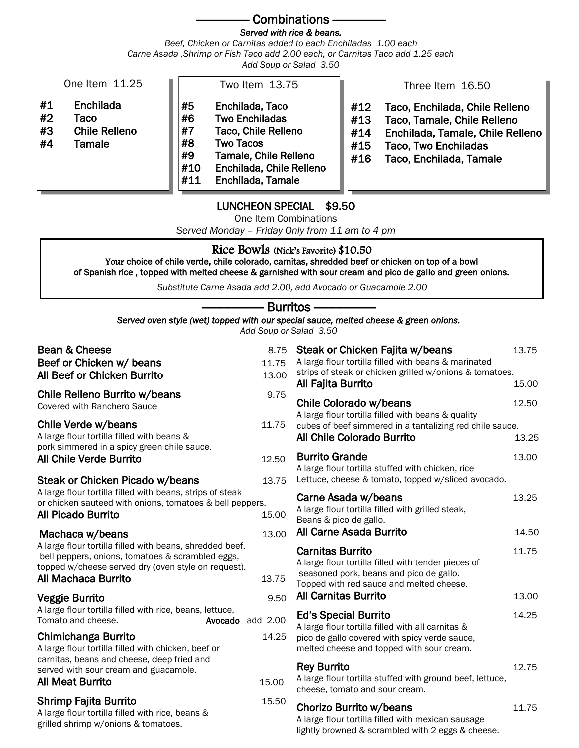## Combinations

***Served with rice & beans.***

*Beef, Chicken or Carnitas added to each Enchiladas 1.00 each*
*Carne Asada ,Shrimp or Fish Taco add 2.00 each, or Carnitas Taco add 1.25 each*
*Add Soup or Salad 3.50*

### One Item 11.25

- #1 Enchilada
- #2 Taco
- #3 Chile Relleno
- #4 Tamale

### Two Item 13.75

- #5 Enchilada, Taco
- #6 Two Enchiladas
- #7 Taco, Chile Relleno
- #8 Two Tacos
- #9 Tamale, Chile Relleno
- #10 Enchilada, Chile Relleno
- #11 Enchilada, Tamale

### Three Item 16.50

- #12 Taco, Enchilada, Chile Relleno
- #13 Taco, Tamale, Chile Relleno
- #14 Enchilada, Tamale, Chile Relleno
- #15 Taco, Two Enchiladas
- #16 Taco, Enchilada, Tamale

### LUNCHEON SPECIAL $9.50

One Item Combinations

*Served Monday – Friday Only from 11 am to 4 pm*

### Rice Bowls (Nick's Favorite) $10.50

**Your choice of chile verde, chile colorado, carnitas, shredded beef or chicken on top of a bowl of Spanish rice , topped with melted cheese & garnished with sour cream and pico de gallo and green onions.**

*Substitute Carne Asada add 2.00, add Avocado or Guacamole 2.00*

## Burritos

***Served oven style (wet) topped with our special sauce, melted cheese & green onions.***

*Add Soup or Salad 3.50*

**Bean & Cheese** 8.75

**Beef or Chicken w/ beans** 11.75

**All Beef or Chicken Burrito** 13.00

**Chile Relleno Burrito w/beans** 9.75
Covered with Ranchero Sauce

**Chile Verde w/beans** 11.75
A large flour tortilla filled with beans & pork simmered in a spicy green chile sauce.

**All Chile Verde Burrito** 12.50

**Steak or Chicken Picado w/beans** 13.75
A large flour tortilla filled with beans, strips of steak or chicken sauteed with onions, tomatoes & bell peppers.

**All Picado Burrito** 15.00

**Machaca w/beans** 13.00
A large flour tortilla filled with beans, shredded beef, bell peppers, onions, tomatoes & scrambled eggs, topped w/cheese served dry (oven style on request).

**All Machaca Burrito** 13.75

**Veggie Burrito** 9.50
A large flour tortilla filled with rice, beans, lettuce, Tomato and cheese. **Avocado** add 2.00

**Chimichanga Burrito** 14.25
A large flour tortilla filled with chicken, beef or carnitas, beans and cheese, deep fried and served with sour cream and guacamole.

**All Meat Burrito** 15.00

**Shrimp Fajita Burrito** 15.50
A large flour tortilla filled with rice, beans & grilled shrimp w/onions & tomatoes.

**Steak or Chicken Fajita w/beans** 13.75
A large flour tortilla filled with beans & marinated strips of steak or chicken grilled w/onions & tomatoes.

**All Fajita Burrito** 15.00

**Chile Colorado w/beans** 12.50
A large flour tortilla filled with beans & quality cubes of beef simmered in a tantalizing red chile sauce.

**All Chile Colorado Burrito** 13.25

**Burrito Grande** 13.00
A large flour tortilla stuffed with chicken, rice Lettuce, cheese & tomato, topped w/sliced avocado.

**Carne Asada w/beans** 13.25
A large flour tortilla filled with grilled steak, Beans & pico de gallo.

**All Carne Asada Burrito** 14.50

**Carnitas Burrito** 11.75
A large flour tortilla filled with tender pieces of seasoned pork, beans and pico de gallo. Topped with red sauce and melted cheese.

**All Carnitas Burrito** 13.00

**Ed's Special Burrito** 14.25
A large flour tortilla filled with all carnitas & pico de gallo covered with spicy verde sauce, melted cheese and topped with sour cream.

**Rey Burrito** 12.75
A large flour tortilla stuffed with ground beef, lettuce, cheese, tomato and sour cream.

**Chorizo Burrito w/beans** 11.75
A large flour tortilla filled with mexican sausage lightly browned & scrambled with 2 eggs & cheese.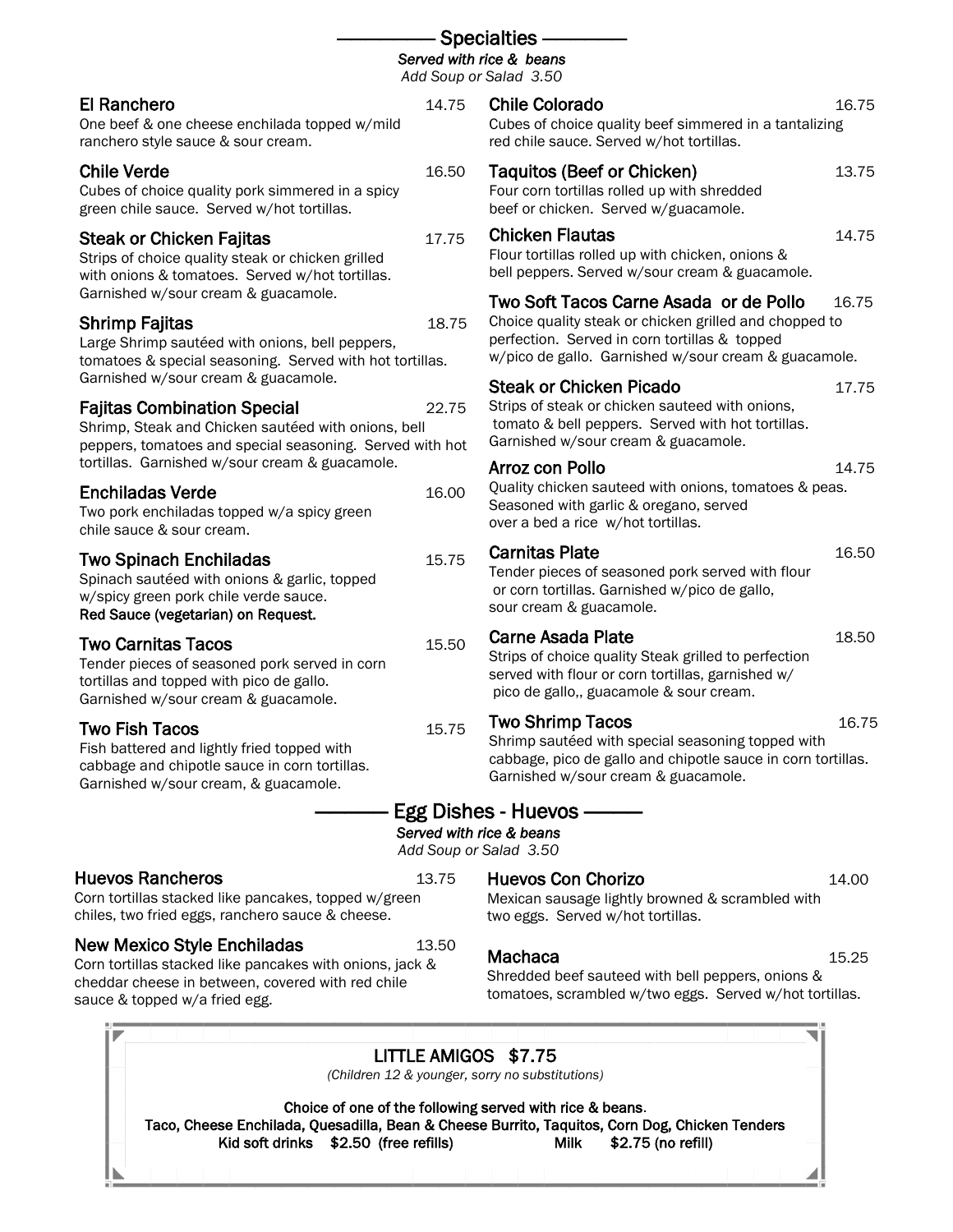## Specialties

*Served with rice & beans*
*Add Soup or Salad 3.50*

**El Ranchero** 14.75
One beef & one cheese enchilada topped w/mild ranchero style sauce & sour cream.

**Chile Verde** 16.50
Cubes of choice quality pork simmered in a spicy green chile sauce. Served w/hot tortillas.

**Steak or Chicken Fajitas** 17.75
Strips of choice quality steak or chicken grilled with onions & tomatoes. Served w/hot tortillas. Garnished w/sour cream & guacamole.

**Shrimp Fajitas** 18.75
Large Shrimp sautéed with onions, bell peppers, tomatoes & special seasoning. Served with hot tortillas. Garnished w/sour cream & guacamole.

**Fajitas Combination Special** 22.75
Shrimp, Steak and Chicken sautéed with onions, bell peppers, tomatoes and special seasoning. Served with hot tortillas. Garnished w/sour cream & guacamole.

**Enchiladas Verde** 16.00
Two pork enchiladas topped w/a spicy green chile sauce & sour cream.

**Two Spinach Enchiladas** 15.75
Spinach sautéed with onions & garlic, topped w/spicy green pork chile verde sauce.
**Red Sauce (vegetarian) on Request.**

**Two Carnitas Tacos** 15.50
Tender pieces of seasoned pork served in corn tortillas and topped with pico de gallo. Garnished w/sour cream & guacamole.

**Two Fish Tacos** 15.75
Fish battered and lightly fried topped with cabbage and chipotle sauce in corn tortillas. Garnished w/sour cream, & guacamole.

**Chile Colorado** 16.75
Cubes of choice quality beef simmered in a tantalizing red chile sauce. Served w/hot tortillas.

**Taquitos (Beef or Chicken)** 13.75
Four corn tortillas rolled up with shredded beef or chicken. Served w/guacamole.

**Chicken Flautas** 14.75
Flour tortillas rolled up with chicken, onions & bell peppers. Served w/sour cream & guacamole.

**Two Soft Tacos Carne Asada or de Pollo** 16.75
Choice quality steak or chicken grilled and chopped to perfection. Served in corn tortillas & topped w/pico de gallo. Garnished w/sour cream & guacamole.

**Steak or Chicken Picado** 17.75
Strips of steak or chicken sauteed with onions, tomato & bell peppers. Served with hot tortillas. Garnished w/sour cream & guacamole.

**Arroz con Pollo** 14.75
Quality chicken sauteed with onions, tomatoes & peas. Seasoned with garlic & oregano, served over a bed a rice w/hot tortillas.

**Carnitas Plate** 16.50
Tender pieces of seasoned pork served with flour or corn tortillas. Garnished w/pico de gallo, sour cream & guacamole.

**Carne Asada Plate** 18.50
Strips of choice quality Steak grilled to perfection served with flour or corn tortillas, garnished w/ pico de gallo,, guacamole & sour cream.

**Two Shrimp Tacos** 16.75
Shrimp sautéed with special seasoning topped with cabbage, pico de gallo and chipotle sauce in corn tortillas. Garnished w/sour cream & guacamole.

## Egg Dishes - Huevos

*Served with rice & beans*
*Add Soup or Salad 3.50*

**Huevos Rancheros** 13.75
Corn tortillas stacked like pancakes, topped w/green chiles, two fried eggs, ranchero sauce & cheese.

**New Mexico Style Enchiladas** 13.50
Corn tortillas stacked like pancakes with onions, jack & cheddar cheese in between, covered with red chile sauce & topped w/a fried egg.

**Huevos Con Chorizo** 14.00
Mexican sausage lightly browned & scrambled with two eggs. Served w/hot tortillas.

**Machaca** 15.25
Shredded beef sauteed with bell peppers, onions & tomatoes, scrambled w/two eggs. Served w/hot tortillas.

## LITTLE AMIGOS $7.75

*(Children 12 & younger, sorry no substitutions)*

**Choice of one of the following served with rice & beans.**
**Taco, Cheese Enchilada, Quesadilla, Bean & Cheese Burrito, Taquitos, Corn Dog, Chicken Tenders**
**Kid soft drinks $2.50 (free refills)** **Milk $2.75 (no refill)**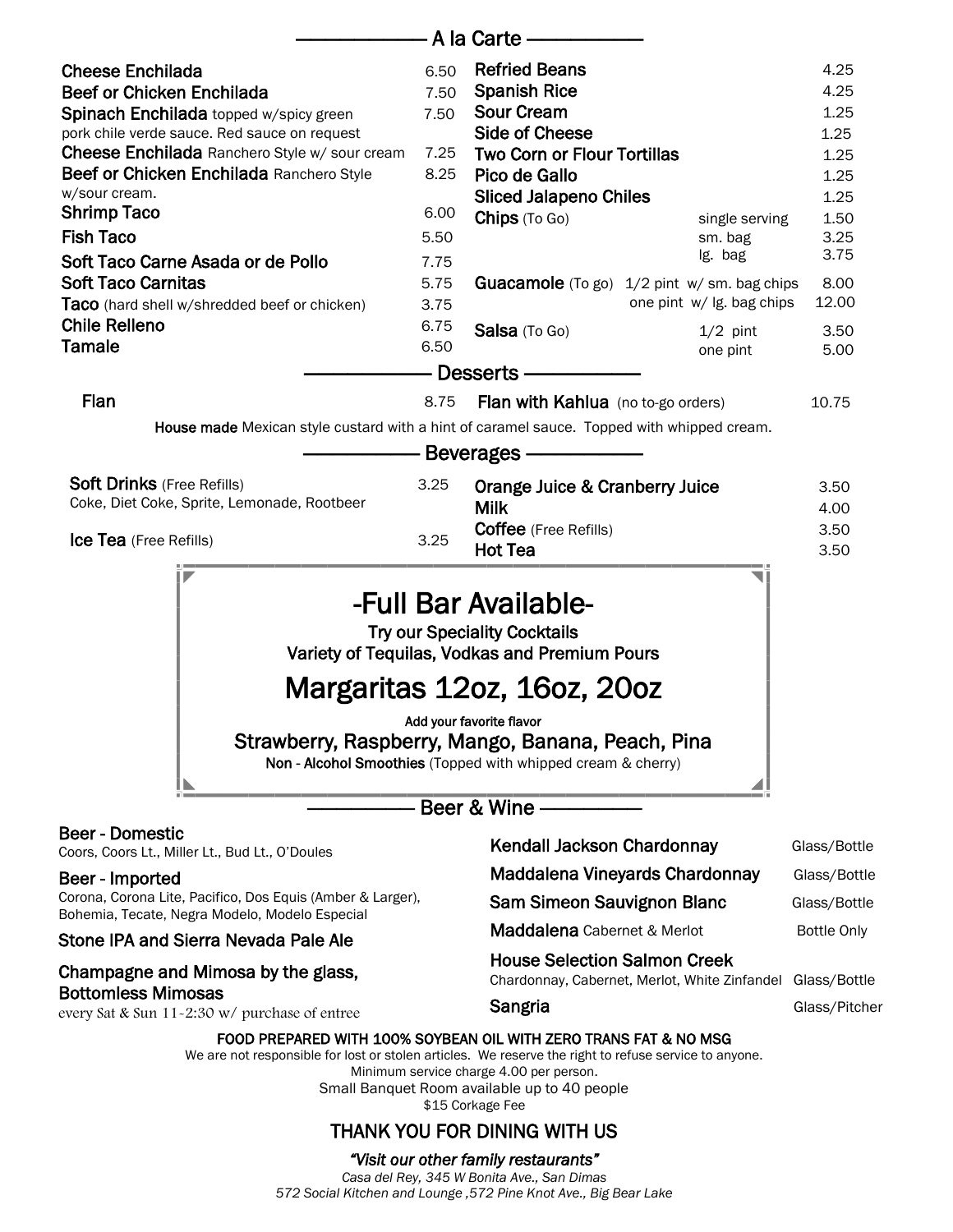## A la Carte

| | |
|---|---|
| **Cheese Enchilada** | 6.50 |
| **Beef or Chicken Enchilada** | 7.50 |
| **Spinach Enchilada** topped w/spicy green pork chile verde sauce. Red sauce on request | 7.50 |
| **Cheese Enchilada** Ranchero Style w/ sour cream | 7.25 |
| **Beef or Chicken Enchilada** Ranchero Style w/sour cream. | 8.25 |
| **Shrimp Taco** | 6.00 |
| **Fish Taco** | 5.50 |
| **Soft Taco Carne Asada or de Pollo** | 7.75 |
| **Soft Taco Carnitas** | 5.75 |
| **Taco** (hard shell w/shredded beef or chicken) | 3.75 |
| **Chile Relleno** | 6.75 |
| **Tamale** | 6.50 |

| | | |
|---|---|---|
| **Refried Beans** | | 4.25 |
| **Spanish Rice** | | 4.25 |
| **Sour Cream** | | 1.25 |
| **Side of Cheese** | | 1.25 |
| **Two Corn or Flour Tortillas** | | 1.25 |
| **Pico de Gallo** | | 1.25 |
| **Sliced Jalapeno Chiles** | | 1.25 |
| **Chips** (To Go) | single serving | 1.50 |
| | sm. bag | 3.25 |
| | lg. bag | 3.75 |
| **Guacamole** (To go) | 1/2 pint w/ sm. bag chips | 8.00 |
| | one pint w/ lg. bag chips | 12.00 |
| **Salsa** (To Go) | 1/2 pint | 3.50 |
| | one pint | 5.00 |

## Desserts

| | |
|---|---|
| **Flan** | 8.75 |
| **Flan with Kahlua** (no to-go orders) | 10.75 |

**House made** Mexican style custard with a hint of caramel sauce. Topped with whipped cream.

## Beverages

| | |
|---|---|
| **Soft Drinks** (Free Refills) Coke, Diet Coke, Sprite, Lemonade, Rootbeer | 3.25 |
| **Ice Tea** (Free Refills) | 3.25 |
| **Orange Juice & Cranberry Juice** | 3.50 |
| **Milk** | 4.00 |
| **Coffee** (Free Refills) | 3.50 |
| **Hot Tea** | 3.50 |

## -Full Bar Available-

**Try our Speciality Cocktails**
**Variety of Tequilas, Vodkas and Premium Pours**

### Margaritas 12oz, 16oz, 20oz

**Add your favorite flavor**

**Strawberry, Raspberry, Mango, Banana, Peach, Pina**

**Non - Alcohol Smoothies** (Topped with whipped cream & cherry)

## Beer & Wine

**Beer - Domestic**
Coors, Coors Lt., Miller Lt., Bud Lt., O'Doules

**Beer - Imported**
Corona, Corona Lite, Pacifico, Dos Equis (Amber & Larger), Bohemia, Tecate, Negra Modelo, Modelo Especial

**Stone IPA and Sierra Nevada Pale Ale**

**Champagne and Mimosa by the glass, Bottomless Mimosas**
every Sat & Sun 11-2:30 w/ purchase of entree

| | |
|---|---|
| **Kendall Jackson Chardonnay** | Glass/Bottle |
| **Maddalena Vineyards Chardonnay** | Glass/Bottle |
| **Sam Simeon Sauvignon Blanc** | Glass/Bottle |
| **Maddalena** Cabernet & Merlot | Bottle Only |
| **House Selection Salmon Creek** Chardonnay, Cabernet, Merlot, White Zinfandel | Glass/Bottle |
| **Sangria** | Glass/Pitcher |

FOOD PREPARED WITH 100% SOYBEAN OIL WITH ZERO TRANS FAT & NO MSG
We are not responsible for lost or stolen articles. We reserve the right to refuse service to anyone.
Minimum service charge 4.00 per person.
Small Banquet Room available up to 40 people
$15 Corkage Fee

## THANK YOU FOR DINING WITH US

*"Visit our other family restaurants"*
*Casa del Rey, 345 W Bonita Ave., San Dimas*
*572 Social Kitchen and Lounge ,572 Pine Knot Ave., Big Bear Lake*